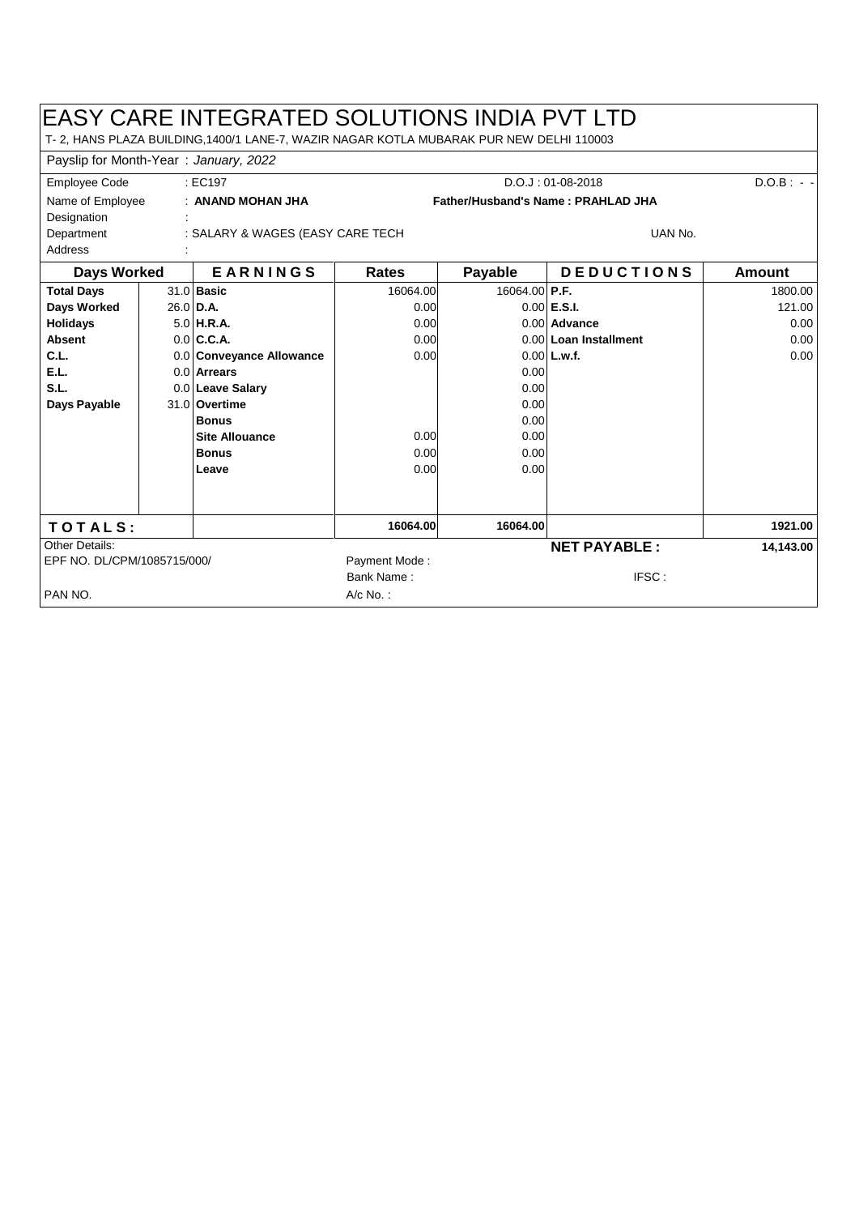# EASY CARE INTEGRATED SOLUTIONS INDIA PVT LTD

T- 2, HANS PLAZA BUILDING,1400/1 LANE-7, WAZIR NAGAR KOTLA MUBARAK PUR NEW DELHI 110003

Payslip for Month-Year : *January, 2022*

| | | | |
|---|---|---|---|
| Employee Code | : EC197 | D.O.J : 01-08-2018 | D.O.B : - - |
| Name of Employee | : **ANAND MOHAN JHA** | **Father/Husband's Name : PRAHLAD JHA** | |
| Designation | : | | |
| Department | : SALARY & WAGES (EASY CARE TECH | UAN No. | |
| Address | : | | |

| Days Worked | | EARNINGS | Rates | Payable | DEDUCTIONS | Amount |
|---|---|---|---|---|---|---|
| **Total Days** | 31.0 | **Basic** | 16064.00 | 16064.00 | **P.F.** | 1800.00 |
| **Days Worked** | 26.0 | **D.A.** | 0.00 | 0.00 | **E.S.I.** | 121.00 |
| **Holidays** | 5.0 | **H.R.A.** | 0.00 | 0.00 | **Advance** | 0.00 |
| **Absent** | 0.0 | **C.C.A.** | 0.00 | 0.00 | **Loan Installment** | 0.00 |
| **C.L.** | 0.0 | **Conveyance Allowance** | 0.00 | 0.00 | **L.w.f.** | 0.00 |
| **E.L.** | 0.0 | **Arrears** | | 0.00 | | |
| **S.L.** | 0.0 | **Leave Salary** | | 0.00 | | |
| **Days Payable** | 31.0 | **Overtime** | | 0.00 | | |
| | | **Bonus** | | 0.00 | | |
| | | **Site Allouance** | 0.00 | 0.00 | | |
| | | **Bonus** | 0.00 | 0.00 | | |
| | | **Leave** | 0.00 | 0.00 | | |
| **TOTALS:** | | | **16064.00** | **16064.00** | | **1921.00** |

| | | | |
|---|---|---|---|
| Other Details: | | **NET PAYABLE :** | **14,143.00** |
| EPF NO. DL/CPM/1085715/000/ | Payment Mode : | | |
| | Bank Name : | IFSC : | |
| PAN NO. | A/c No. : | | |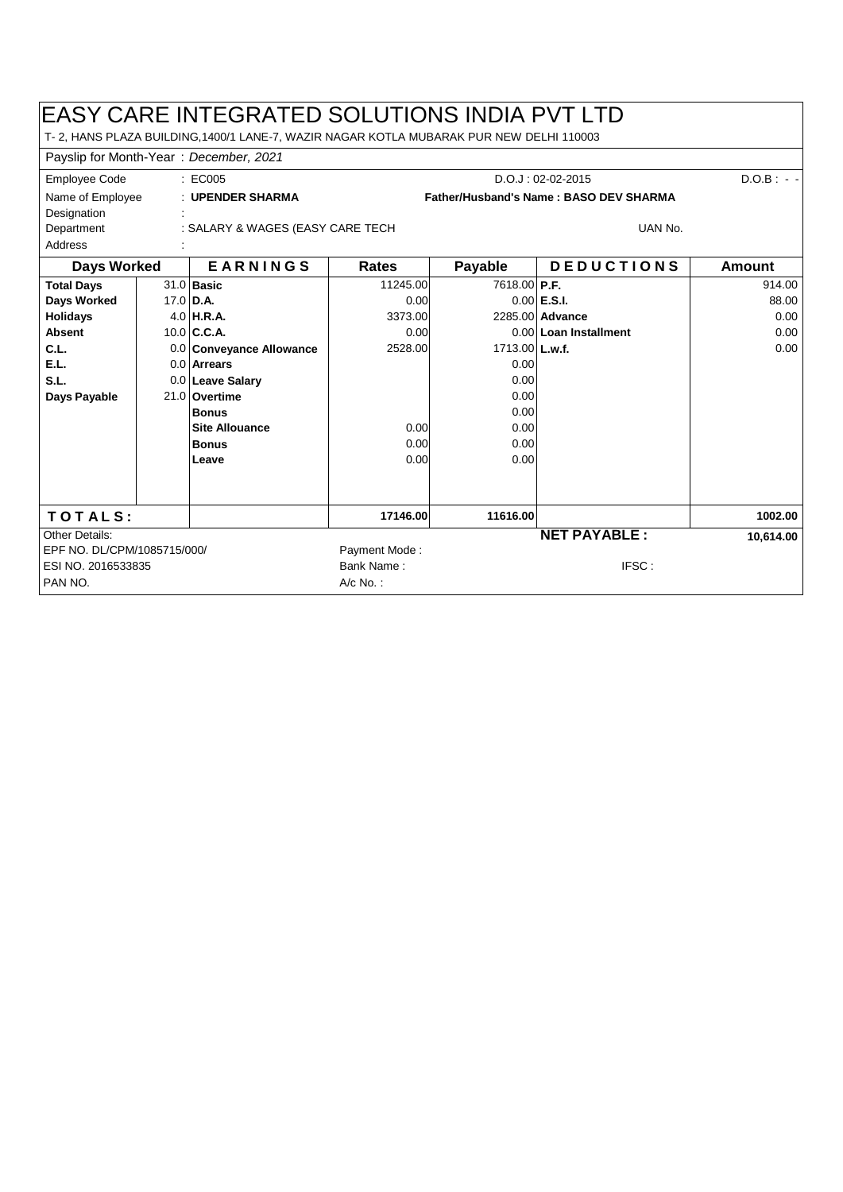# EASY CARE INTEGRATED SOLUTIONS INDIA PVT LTD

T- 2, HANS PLAZA BUILDING,1400/1 LANE-7, WAZIR NAGAR KOTLA MUBARAK PUR NEW DELHI 110003

Payslip for Month-Year : *December, 2021*

| | | | |
|---|---|---|---|
| Employee Code | : EC005 | D.O.J : 02-02-2015 | D.O.B : - - |
| Name of Employee | : **UPENDER SHARMA** | **Father/Husband's Name : BASO DEV SHARMA** | |
| Designation | : | | |
| Department | : SALARY & WAGES (EASY CARE TECH | UAN No. | |
| Address | : | | |

| Days Worked | | EARNINGS | Rates | Payable | DEDUCTIONS | Amount |
|---|---|---|---|---|---|---|
| **Total Days** | 31.0 | **Basic** | 11245.00 | 7618.00 | **P.F.** | 914.00 |
| **Days Worked** | 17.0 | **D.A.** | 0.00 | 0.00 | **E.S.I.** | 88.00 |
| **Holidays** | 4.0 | **H.R.A.** | 3373.00 | 2285.00 | **Advance** | 0.00 |
| **Absent** | 10.0 | **C.C.A.** | 0.00 | 0.00 | **Loan Installment** | 0.00 |
| **C.L.** | 0.0 | **Conveyance Allowance** | 2528.00 | 1713.00 | **L.w.f.** | 0.00 |
| **E.L.** | 0.0 | **Arrears** | | 0.00 | | |
| **S.L.** | 0.0 | **Leave Salary** | | 0.00 | | |
| **Days Payable** | 21.0 | **Overtime** | | 0.00 | | |
| | | **Bonus** | | 0.00 | | |
| | | **Site Allouance** | 0.00 | 0.00 | | |
| | | **Bonus** | 0.00 | 0.00 | | |
| | | **Leave** | 0.00 | 0.00 | | |
| **TOTALS:** | | | **17146.00** | **11616.00** | | **1002.00** |

| | | | |
|---|---|---|---|
| Other Details: | | **NET PAYABLE :** | **10,614.00** |
| EPF NO. DL/CPM/1085715/000/ | Payment Mode : | | |
| ESI NO. 2016533835 | Bank Name : | IFSC : | |
| PAN NO. | A/c No. : | | |